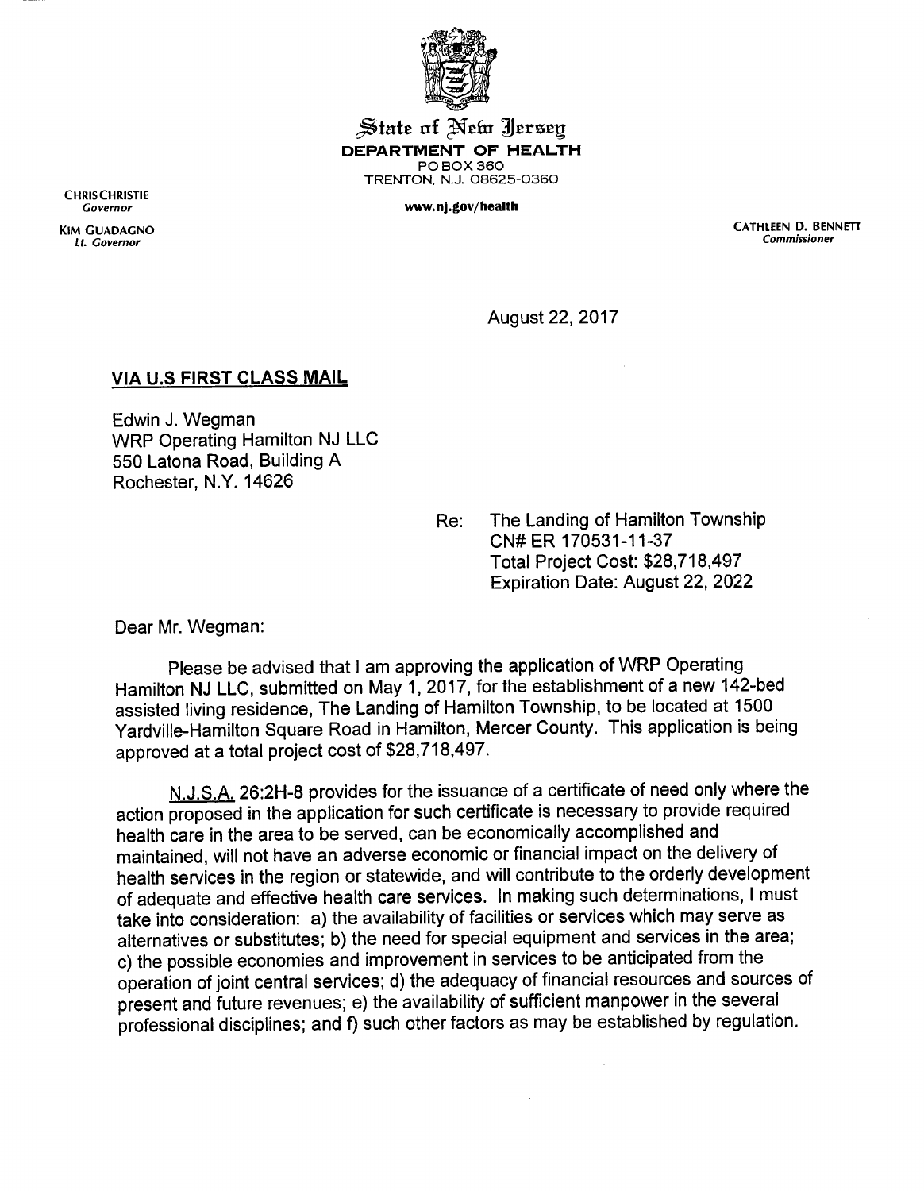State of New Jersey

**DEPARTMENT OF HEALTH**

PO BOX 360

TRENTON, N.J. 08625-0360

**www.nj.gov/health**

CHRIS CHRISTIE
*Governor*

KIM GUADAGNO
*Lt. Governor*

CATHLEEN D. BENNETT
*Commissioner*

August 22, 2017

**VIA U.S FIRST CLASS MAIL**

Edwin J. Wegman
WRP Operating Hamilton NJ LLC
550 Latona Road, Building A
Rochester, N.Y. 14626

Re: The Landing of Hamilton Township
CN# ER 170531-11-37
Total Project Cost: $28,718,497
Expiration Date: August 22, 2022

Dear Mr. Wegman:

Please be advised that I am approving the application of WRP Operating Hamilton NJ LLC, submitted on May 1, 2017, for the establishment of a new 142-bed assisted living residence, The Landing of Hamilton Township, to be located at 1500 Yardville-Hamilton Square Road in Hamilton, Mercer County. This application is being approved at a total project cost of $28,718,497.

N.J.S.A. 26:2H-8 provides for the issuance of a certificate of need only where the action proposed in the application for such certificate is necessary to provide required health care in the area to be served, can be economically accomplished and maintained, will not have an adverse economic or financial impact on the delivery of health services in the region or statewide, and will contribute to the orderly development of adequate and effective health care services. In making such determinations, I must take into consideration: a) the availability of facilities or services which may serve as alternatives or substitutes; b) the need for special equipment and services in the area; c) the possible economies and improvement in services to be anticipated from the operation of joint central services; d) the adequacy of financial resources and sources of present and future revenues; e) the availability of sufficient manpower in the several professional disciplines; and f) such other factors as may be established by regulation.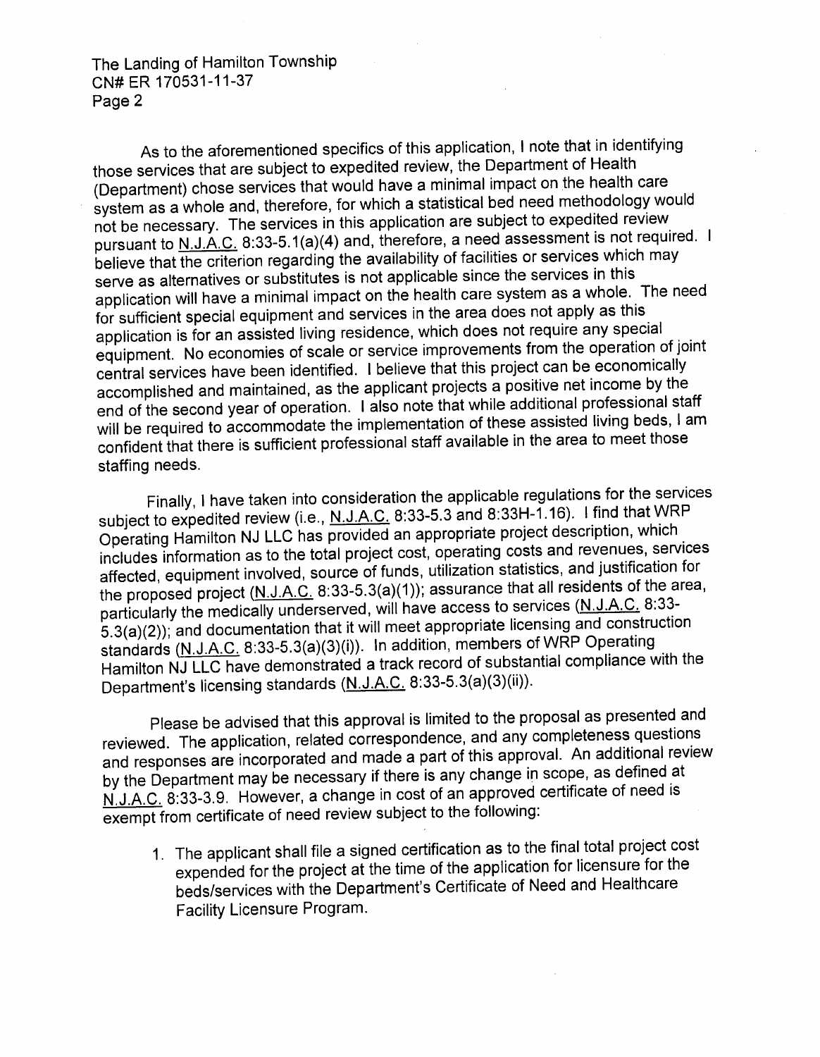As to the aforementioned specifics of this application, I note that in identifying those services that are subject to expedited review, the Department of Health (Department) chose services that would have a minimal impact on the health care system as a whole and, therefore, for which a statistical bed need methodology would not be necessary. The services in this application are subject to expedited review pursuant to N.J.A.C. 8:33-5.1(a)(4) and, therefore, a need assessment is not required. I believe that the criterion regarding the availability of facilities or services which may serve as alternatives or substitutes is not applicable since the services in this application will have a minimal impact on the health care system as a whole. The need for sufficient special equipment and services in the area does not apply as this application is for an assisted living residence, which does not require any special equipment. No economies of scale or service improvements from the operation of joint central services have been identified. I believe that this project can be economically accomplished and maintained, as the applicant projects a positive net income by the end of the second year of operation. I also note that while additional professional staff will be required to accommodate the implementation of these assisted living beds, I am confident that there is sufficient professional staff available in the area to meet those staffing needs.

Finally, I have taken into consideration the applicable regulations for the services subject to expedited review (i.e., N.J.A.C. 8:33-5.3 and 8:33H-1.16). I find that WRP Operating Hamilton NJ LLC has provided an appropriate project description, which includes information as to the total project cost, operating costs and revenues, services affected, equipment involved, source of funds, utilization statistics, and justification for the proposed project (N.J.A.C. 8:33-5.3(a)(1)); assurance that all residents of the area, particularly the medically underserved, will have access to services (N.J.A.C. 8:33-5.3(a)(2)); and documentation that it will meet appropriate licensing and construction standards (N.J.A.C. 8:33-5.3(a)(3)(i)). In addition, members of WRP Operating Hamilton NJ LLC have demonstrated a track record of substantial compliance with the Department's licensing standards (N.J.A.C. 8:33-5.3(a)(3)(ii)).

Please be advised that this approval is limited to the proposal as presented and reviewed. The application, related correspondence, and any completeness questions and responses are incorporated and made a part of this approval. An additional review by the Department may be necessary if there is any change in scope, as defined at N.J.A.C. 8:33-3.9. However, a change in cost of an approved certificate of need is exempt from certificate of need review subject to the following:

1. The applicant shall file a signed certification as to the final total project cost expended for the project at the time of the application for licensure for the beds/services with the Department's Certificate of Need and Healthcare Facility Licensure Program.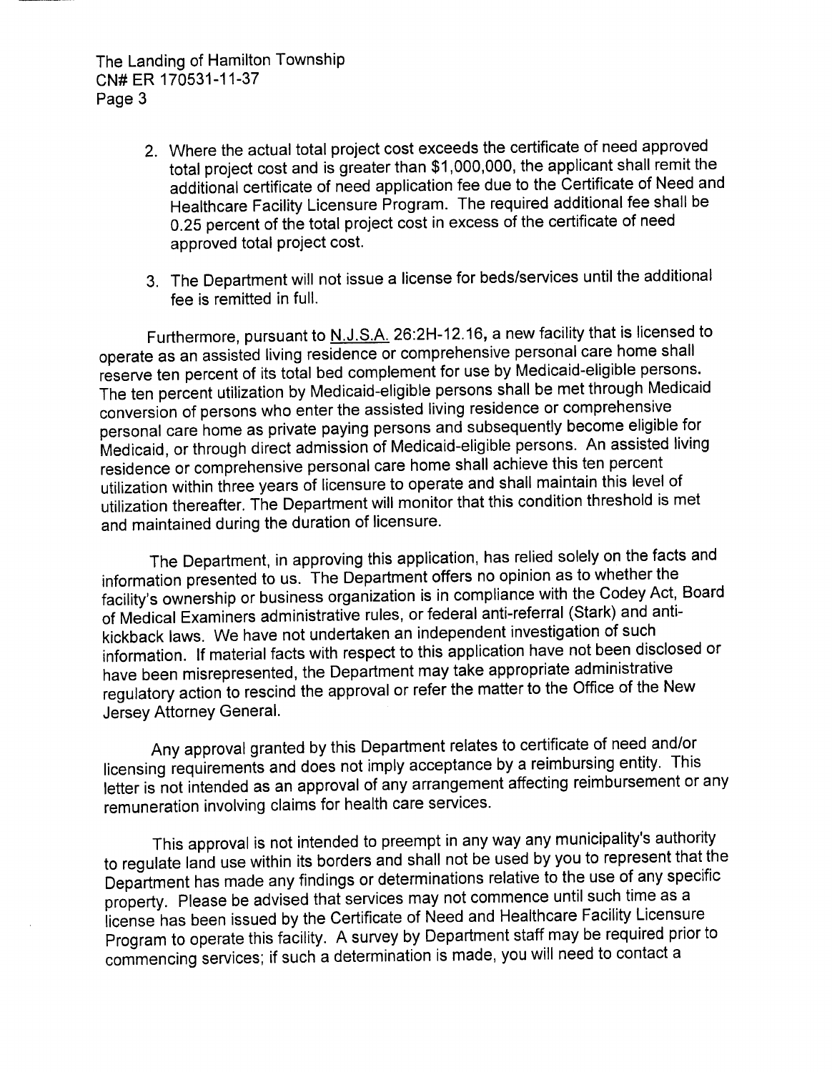2. Where the actual total project cost exceeds the certificate of need approved total project cost and is greater than $1,000,000, the applicant shall remit the additional certificate of need application fee due to the Certificate of Need and Healthcare Facility Licensure Program. The required additional fee shall be 0.25 percent of the total project cost in excess of the certificate of need approved total project cost.

3. The Department will not issue a license for beds/services until the additional fee is remitted in full.

Furthermore, pursuant to N.J.S.A. 26:2H-12.16, a new facility that is licensed to operate as an assisted living residence or comprehensive personal care home shall reserve ten percent of its total bed complement for use by Medicaid-eligible persons. The ten percent utilization by Medicaid-eligible persons shall be met through Medicaid conversion of persons who enter the assisted living residence or comprehensive personal care home as private paying persons and subsequently become eligible for Medicaid, or through direct admission of Medicaid-eligible persons. An assisted living residence or comprehensive personal care home shall achieve this ten percent utilization within three years of licensure to operate and shall maintain this level of utilization thereafter. The Department will monitor that this condition threshold is met and maintained during the duration of licensure.

The Department, in approving this application, has relied solely on the facts and information presented to us. The Department offers no opinion as to whether the facility's ownership or business organization is in compliance with the Codey Act, Board of Medical Examiners administrative rules, or federal anti-referral (Stark) and anti-kickback laws. We have not undertaken an independent investigation of such information. If material facts with respect to this application have not been disclosed or have been misrepresented, the Department may take appropriate administrative regulatory action to rescind the approval or refer the matter to the Office of the New Jersey Attorney General.

Any approval granted by this Department relates to certificate of need and/or licensing requirements and does not imply acceptance by a reimbursing entity. This letter is not intended as an approval of any arrangement affecting reimbursement or any remuneration involving claims for health care services.

This approval is not intended to preempt in any way any municipality's authority to regulate land use within its borders and shall not be used by you to represent that the Department has made any findings or determinations relative to the use of any specific property. Please be advised that services may not commence until such time as a license has been issued by the Certificate of Need and Healthcare Facility Licensure Program to operate this facility. A survey by Department staff may be required prior to commencing services; if such a determination is made, you will need to contact a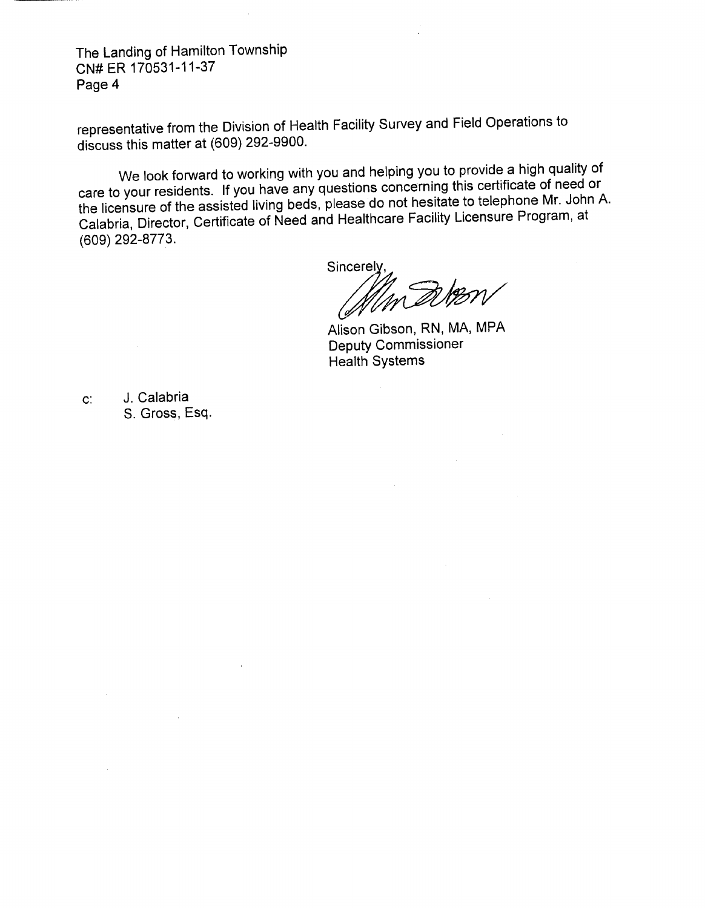representative from the Division of Health Facility Survey and Field Operations to discuss this matter at (609) 292-9900.

We look forward to working with you and helping you to provide a high quality of care to your residents. If you have any questions concerning this certificate of need or the licensure of the assisted living beds, please do not hesitate to telephone Mr. John A. Calabria, Director, Certificate of Need and Healthcare Facility Licensure Program, at (609) 292-8773.

Sincerely,

Alison Gibson, RN, MA, MPA
Deputy Commissioner
Health Systems

c: J. Calabria
S. Gross, Esq.